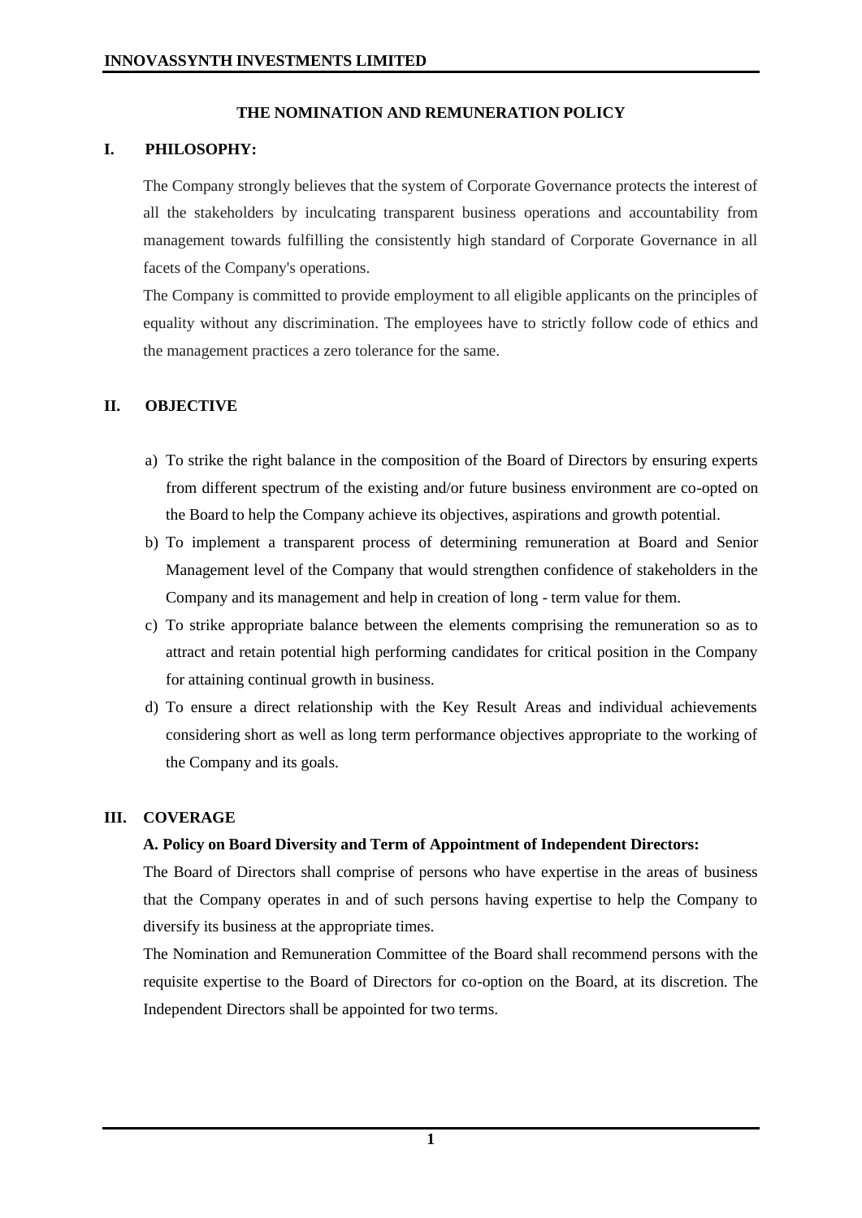# THE NOMINATION AND REMUNERATION POLICY

## I. PHILOSOPHY:

The Company strongly believes that the system of Corporate Governance protects the interest of all the stakeholders by inculcating transparent business operations and accountability from management towards fulfilling the consistently high standard of Corporate Governance in all facets of the Company's operations.

The Company is committed to provide employment to all eligible applicants on the principles of equality without any discrimination. The employees have to strictly follow code of ethics and the management practices a zero tolerance for the same.

## II. OBJECTIVE

a) To strike the right balance in the composition of the Board of Directors by ensuring experts from different spectrum of the existing and/or future business environment are co-opted on the Board to help the Company achieve its objectives, aspirations and growth potential.

b) To implement a transparent process of determining remuneration at Board and Senior Management level of the Company that would strengthen confidence of stakeholders in the Company and its management and help in creation of long - term value for them.

c) To strike appropriate balance between the elements comprising the remuneration so as to attract and retain potential high performing candidates for critical position in the Company for attaining continual growth in business.

d) To ensure a direct relationship with the Key Result Areas and individual achievements considering short as well as long term performance objectives appropriate to the working of the Company and its goals.

## III. COVERAGE

### A. Policy on Board Diversity and Term of Appointment of Independent Directors:

The Board of Directors shall comprise of persons who have expertise in the areas of business that the Company operates in and of such persons having expertise to help the Company to diversify its business at the appropriate times.

The Nomination and Remuneration Committee of the Board shall recommend persons with the requisite expertise to the Board of Directors for co-option on the Board, at its discretion. The Independent Directors shall be appointed for two terms.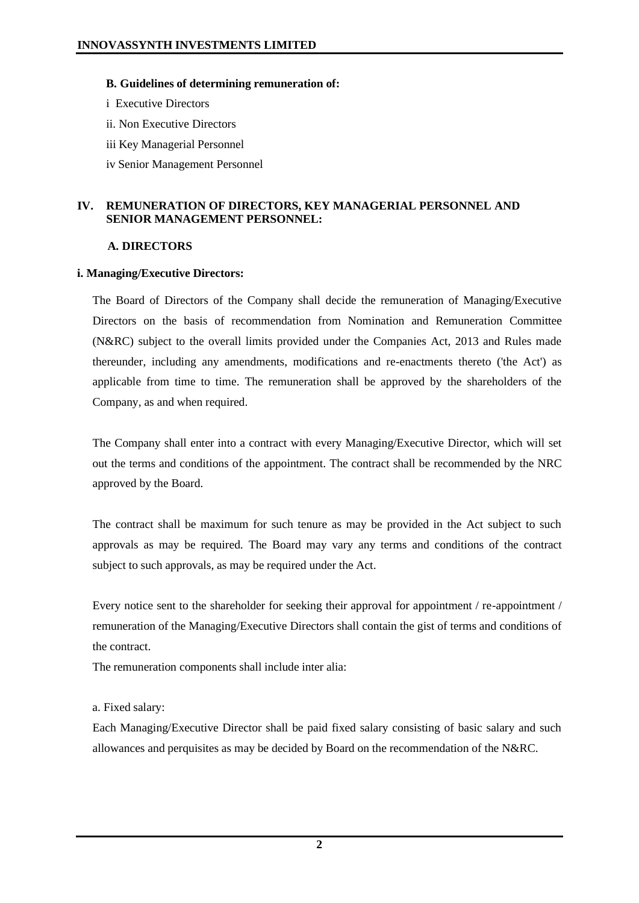**B. Guidelines of determining remuneration of:**

i Executive Directors

ii. Non Executive Directors

iii Key Managerial Personnel

iv Senior Management Personnel

## IV. REMUNERATION OF DIRECTORS, KEY MANAGERIAL PERSONNEL AND SENIOR MANAGEMENT PERSONNEL:

### A. DIRECTORS

**i. Managing/Executive Directors:**

The Board of Directors of the Company shall decide the remuneration of Managing/Executive Directors on the basis of recommendation from Nomination and Remuneration Committee (N&RC) subject to the overall limits provided under the Companies Act, 2013 and Rules made thereunder, including any amendments, modifications and re-enactments thereto ('the Act') as applicable from time to time. The remuneration shall be approved by the shareholders of the Company, as and when required.

The Company shall enter into a contract with every Managing/Executive Director, which will set out the terms and conditions of the appointment. The contract shall be recommended by the NRC approved by the Board.

The contract shall be maximum for such tenure as may be provided in the Act subject to such approvals as may be required. The Board may vary any terms and conditions of the contract subject to such approvals, as may be required under the Act.

Every notice sent to the shareholder for seeking their approval for appointment / re-appointment / remuneration of the Managing/Executive Directors shall contain the gist of terms and conditions of the contract.

The remuneration components shall include inter alia:

a. Fixed salary:

Each Managing/Executive Director shall be paid fixed salary consisting of basic salary and such allowances and perquisites as may be decided by Board on the recommendation of the N&RC.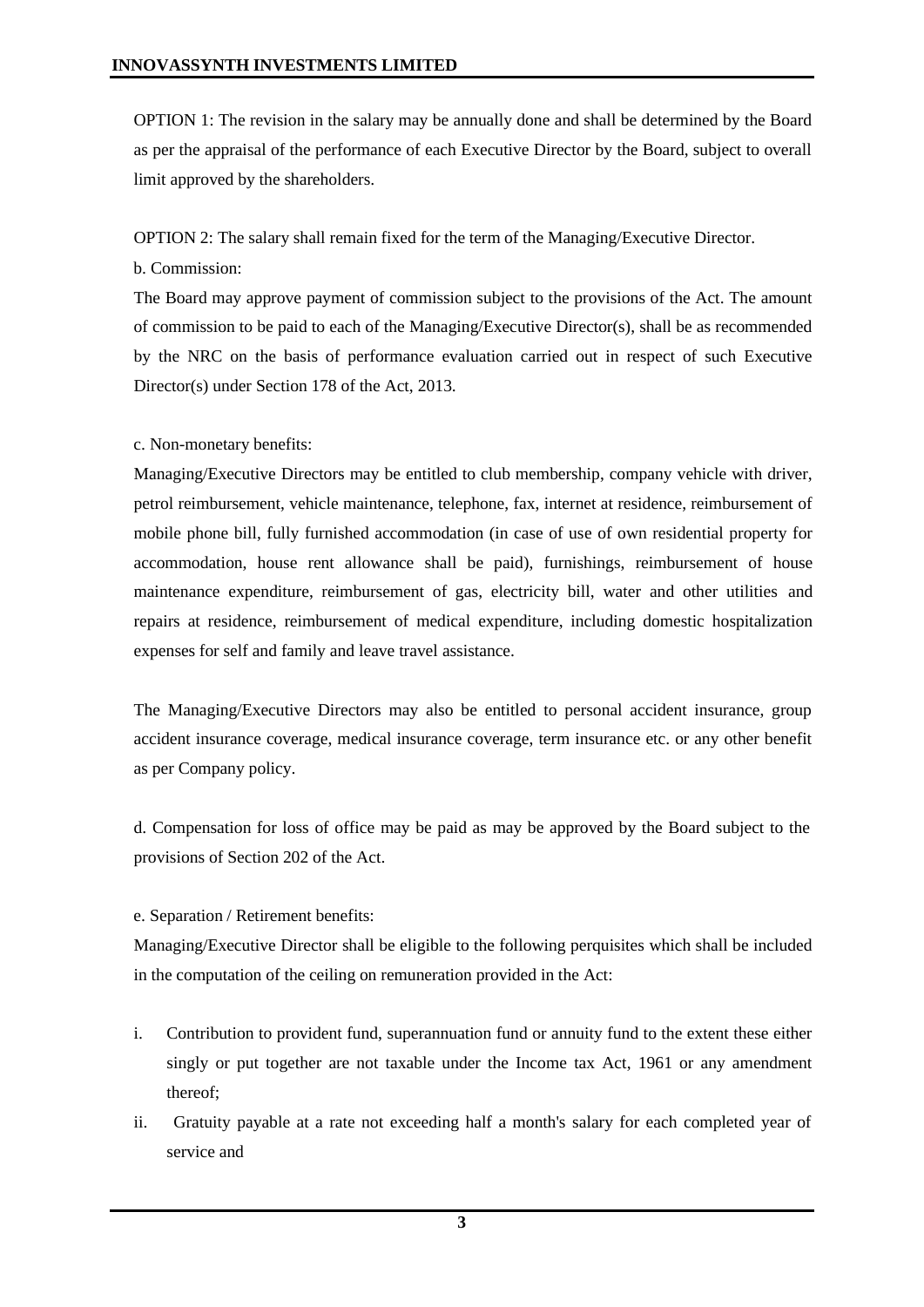OPTION 1: The revision in the salary may be annually done and shall be determined by the Board as per the appraisal of the performance of each Executive Director by the Board, subject to overall limit approved by the shareholders.

OPTION 2: The salary shall remain fixed for the term of the Managing/Executive Director.

b. Commission:

The Board may approve payment of commission subject to the provisions of the Act. The amount of commission to be paid to each of the Managing/Executive Director(s), shall be as recommended by the NRC on the basis of performance evaluation carried out in respect of such Executive Director(s) under Section 178 of the Act, 2013.

c. Non-monetary benefits:

Managing/Executive Directors may be entitled to club membership, company vehicle with driver, petrol reimbursement, vehicle maintenance, telephone, fax, internet at residence, reimbursement of mobile phone bill, fully furnished accommodation (in case of use of own residential property for accommodation, house rent allowance shall be paid), furnishings, reimbursement of house maintenance expenditure, reimbursement of gas, electricity bill, water and other utilities and repairs at residence, reimbursement of medical expenditure, including domestic hospitalization expenses for self and family and leave travel assistance.

The Managing/Executive Directors may also be entitled to personal accident insurance, group accident insurance coverage, medical insurance coverage, term insurance etc. or any other benefit as per Company policy.

d. Compensation for loss of office may be paid as may be approved by the Board subject to the provisions of Section 202 of the Act.

e. Separation / Retirement benefits:

Managing/Executive Director shall be eligible to the following perquisites which shall be included in the computation of the ceiling on remuneration provided in the Act:

i. Contribution to provident fund, superannuation fund or annuity fund to the extent these either singly or put together are not taxable under the Income tax Act, 1961 or any amendment thereof;

ii. Gratuity payable at a rate not exceeding half a month's salary for each completed year of service and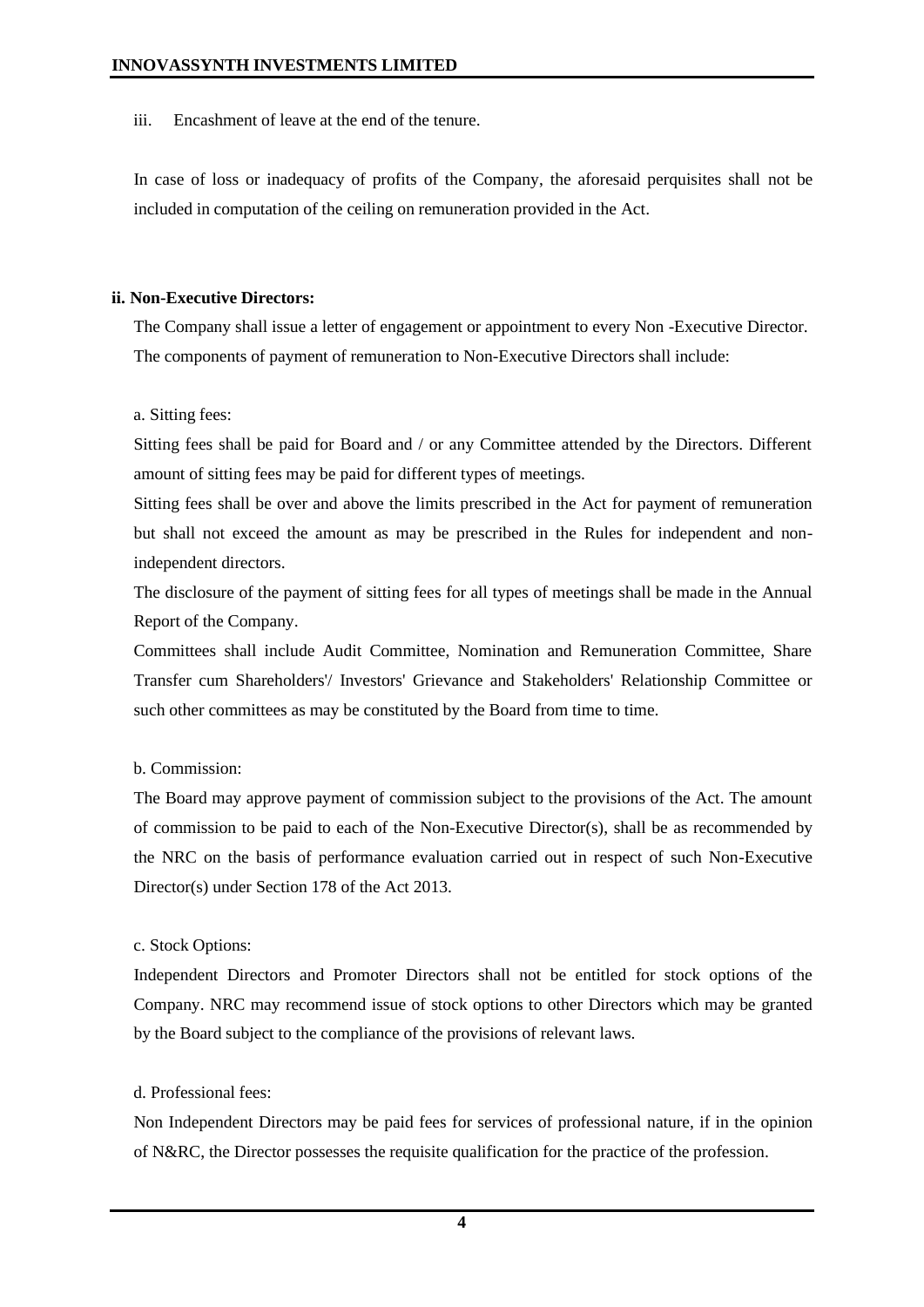iii. Encashment of leave at the end of the tenure.

In case of loss or inadequacy of profits of the Company, the aforesaid perquisites shall not be included in computation of the ceiling on remuneration provided in the Act.

**ii. Non-Executive Directors:**

The Company shall issue a letter of engagement or appointment to every Non -Executive Director. The components of payment of remuneration to Non-Executive Directors shall include:

a. Sitting fees:

Sitting fees shall be paid for Board and / or any Committee attended by the Directors. Different amount of sitting fees may be paid for different types of meetings.

Sitting fees shall be over and above the limits prescribed in the Act for payment of remuneration but shall not exceed the amount as may be prescribed in the Rules for independent and non-independent directors.

The disclosure of the payment of sitting fees for all types of meetings shall be made in the Annual Report of the Company.

Committees shall include Audit Committee, Nomination and Remuneration Committee, Share Transfer cum Shareholders'/ Investors' Grievance and Stakeholders' Relationship Committee or such other committees as may be constituted by the Board from time to time.

b. Commission:

The Board may approve payment of commission subject to the provisions of the Act. The amount of commission to be paid to each of the Non-Executive Director(s), shall be as recommended by the NRC on the basis of performance evaluation carried out in respect of such Non-Executive Director(s) under Section 178 of the Act 2013.

c. Stock Options:

Independent Directors and Promoter Directors shall not be entitled for stock options of the Company. NRC may recommend issue of stock options to other Directors which may be granted by the Board subject to the compliance of the provisions of relevant laws.

d. Professional fees:

Non Independent Directors may be paid fees for services of professional nature, if in the opinion of N&RC, the Director possesses the requisite qualification for the practice of the profession.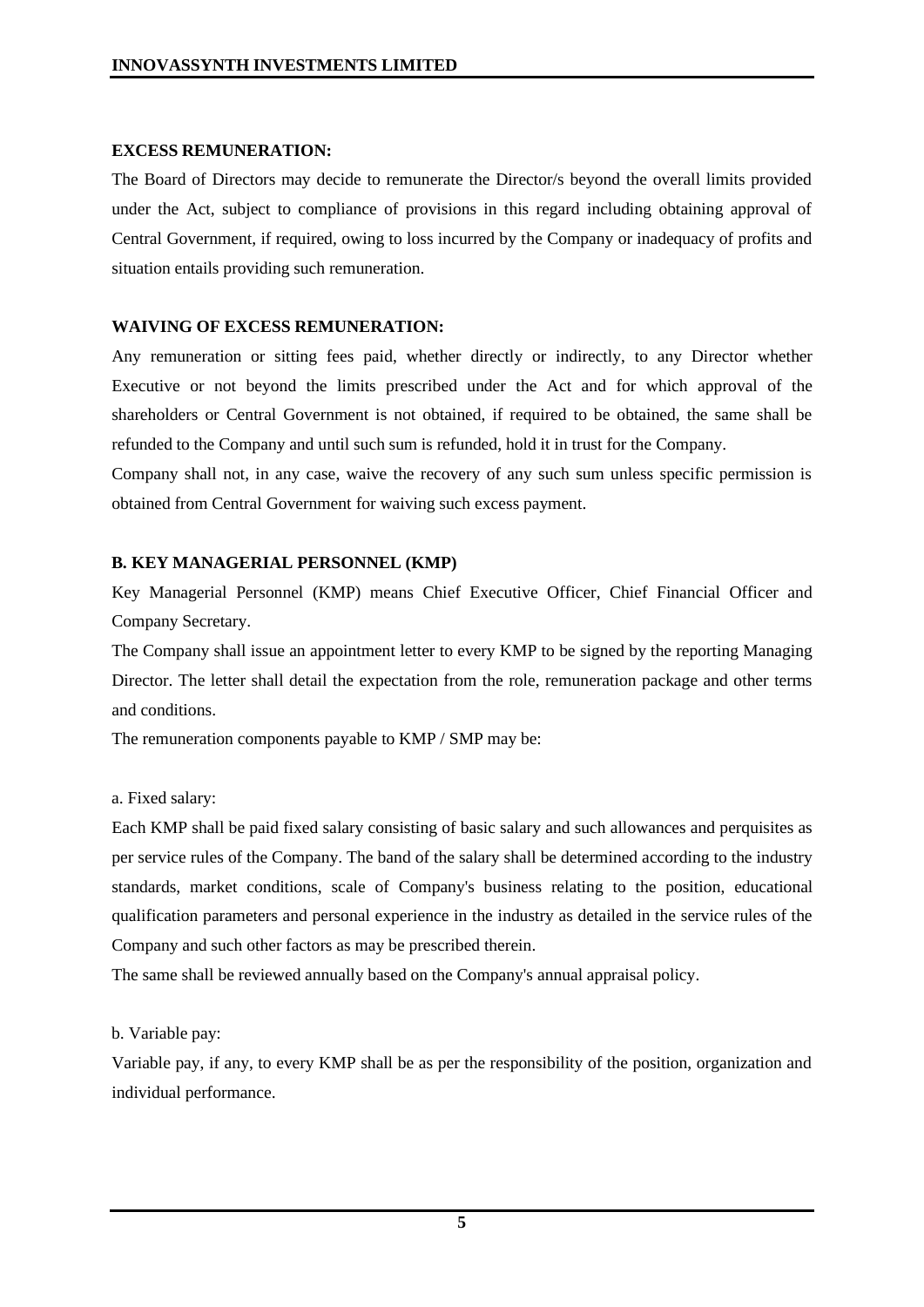**EXCESS REMUNERATION:**

The Board of Directors may decide to remunerate the Director/s beyond the overall limits provided under the Act, subject to compliance of provisions in this regard including obtaining approval of Central Government, if required, owing to loss incurred by the Company or inadequacy of profits and situation entails providing such remuneration.

**WAIVING OF EXCESS REMUNERATION:**

Any remuneration or sitting fees paid, whether directly or indirectly, to any Director whether Executive or not beyond the limits prescribed under the Act and for which approval of the shareholders or Central Government is not obtained, if required to be obtained, the same shall be refunded to the Company and until such sum is refunded, hold it in trust for the Company.

Company shall not, in any case, waive the recovery of any such sum unless specific permission is obtained from Central Government for waiving such excess payment.

**B. KEY MANAGERIAL PERSONNEL (KMP)**

Key Managerial Personnel (KMP) means Chief Executive Officer, Chief Financial Officer and Company Secretary.

The Company shall issue an appointment letter to every KMP to be signed by the reporting Managing Director. The letter shall detail the expectation from the role, remuneration package and other terms and conditions.

The remuneration components payable to KMP / SMP may be:

a. Fixed salary:

Each KMP shall be paid fixed salary consisting of basic salary and such allowances and perquisites as per service rules of the Company. The band of the salary shall be determined according to the industry standards, market conditions, scale of Company's business relating to the position, educational qualification parameters and personal experience in the industry as detailed in the service rules of the Company and such other factors as may be prescribed therein.

The same shall be reviewed annually based on the Company's annual appraisal policy.

b. Variable pay:

Variable pay, if any, to every KMP shall be as per the responsibility of the position, organization and individual performance.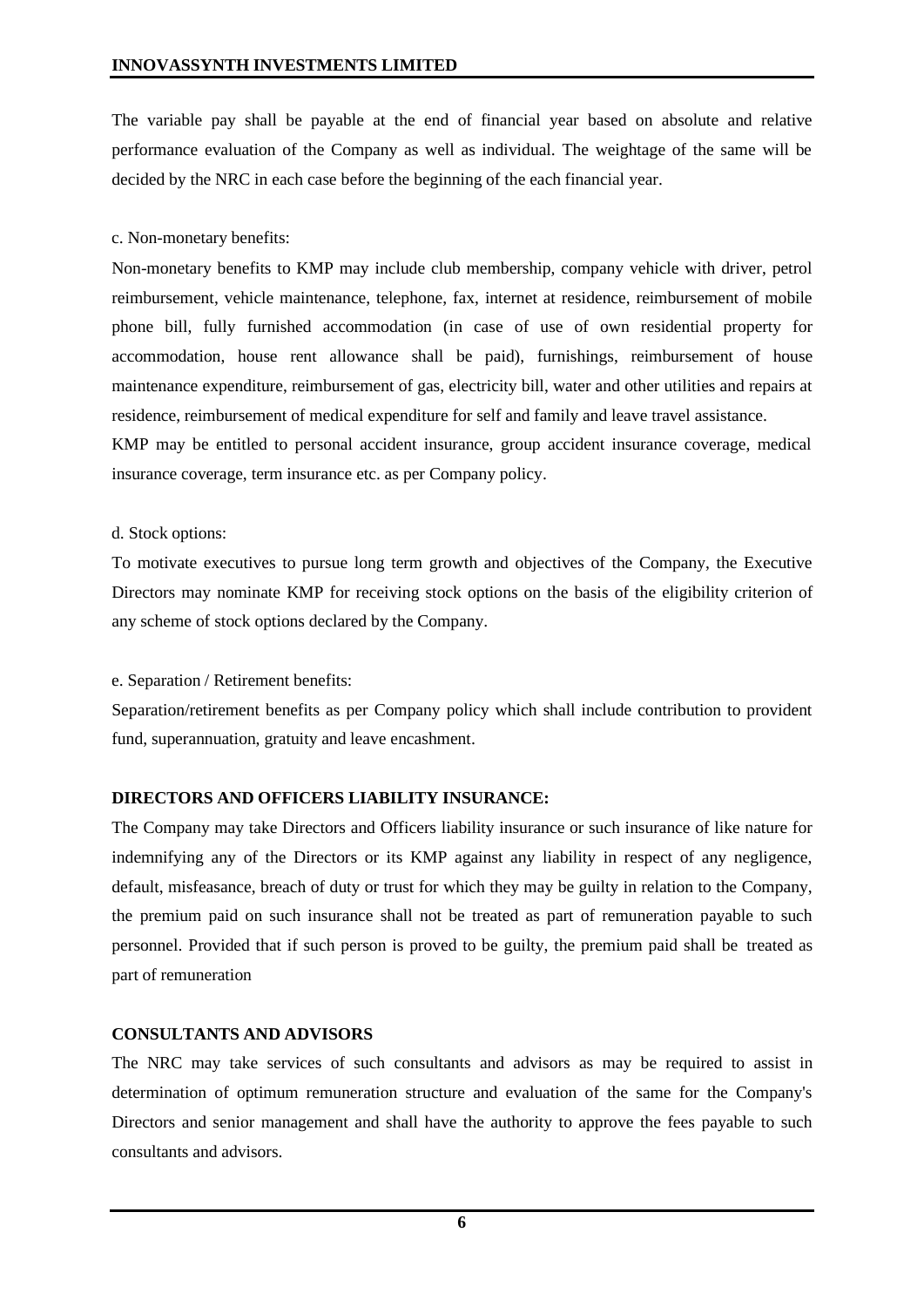The variable pay shall be payable at the end of financial year based on absolute and relative performance evaluation of the Company as well as individual. The weightage of the same will be decided by the NRC in each case before the beginning of the each financial year.

c. Non-monetary benefits:

Non-monetary benefits to KMP may include club membership, company vehicle with driver, petrol reimbursement, vehicle maintenance, telephone, fax, internet at residence, reimbursement of mobile phone bill, fully furnished accommodation (in case of use of own residential property for accommodation, house rent allowance shall be paid), furnishings, reimbursement of house maintenance expenditure, reimbursement of gas, electricity bill, water and other utilities and repairs at residence, reimbursement of medical expenditure for self and family and leave travel assistance.

KMP may be entitled to personal accident insurance, group accident insurance coverage, medical insurance coverage, term insurance etc. as per Company policy.

d. Stock options:

To motivate executives to pursue long term growth and objectives of the Company, the Executive Directors may nominate KMP for receiving stock options on the basis of the eligibility criterion of any scheme of stock options declared by the Company.

e. Separation / Retirement benefits:

Separation/retirement benefits as per Company policy which shall include contribution to provident fund, superannuation, gratuity and leave encashment.

**DIRECTORS AND OFFICERS LIABILITY INSURANCE:**

The Company may take Directors and Officers liability insurance or such insurance of like nature for indemnifying any of the Directors or its KMP against any liability in respect of any negligence, default, misfeasance, breach of duty or trust for which they may be guilty in relation to the Company, the premium paid on such insurance shall not be treated as part of remuneration payable to such personnel. Provided that if such person is proved to be guilty, the premium paid shall be treated as part of remuneration

**CONSULTANTS AND ADVISORS**

The NRC may take services of such consultants and advisors as may be required to assist in determination of optimum remuneration structure and evaluation of the same for the Company's Directors and senior management and shall have the authority to approve the fees payable to such consultants and advisors.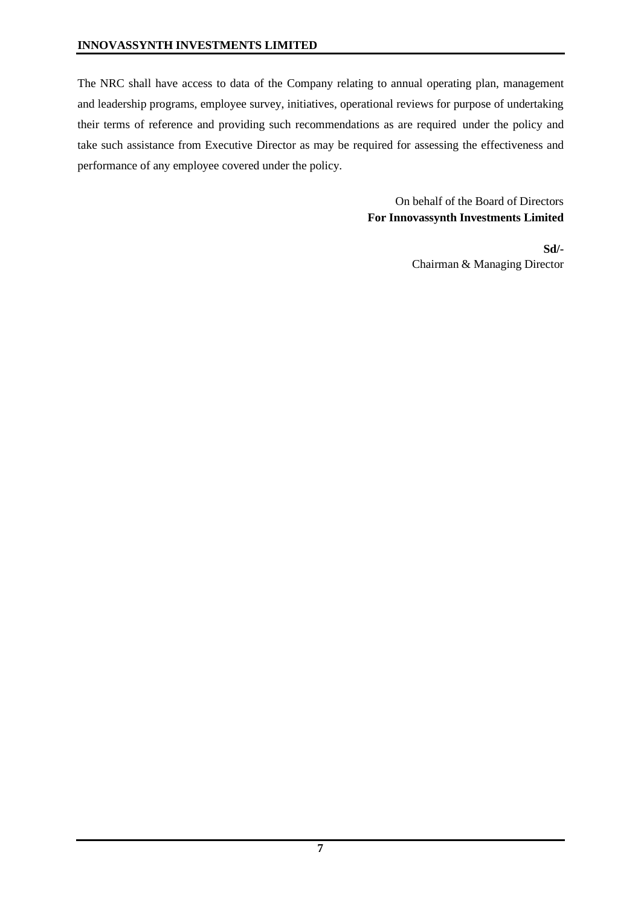The NRC shall have access to data of the Company relating to annual operating plan, management and leadership programs, employee survey, initiatives, operational reviews for purpose of undertaking their terms of reference and providing such recommendations as are required under the policy and take such assistance from Executive Director as may be required for assessing the effectiveness and performance of any employee covered under the policy.

On behalf of the Board of Directors
**For Innovassynth Investments Limited**

**Sd/-**
Chairman & Managing Director